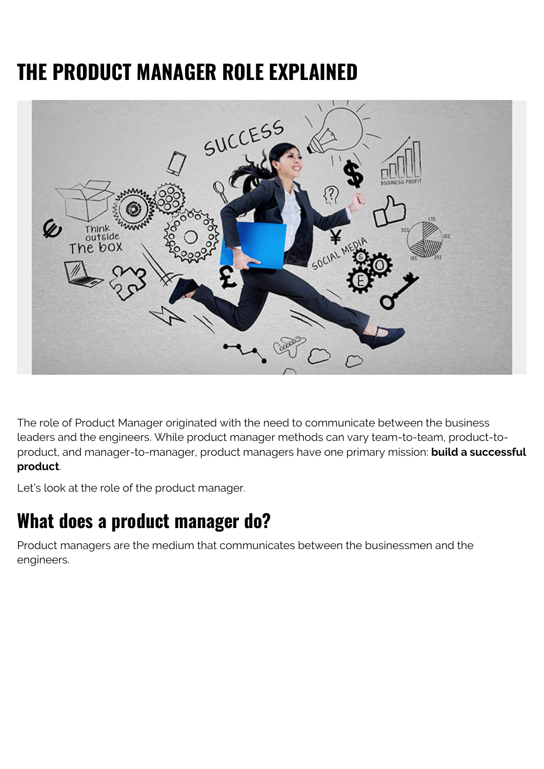# THE PRODUCT MANAGER ROLE EXPLAINED

The role of Product Manager originated with the need to communicate between the business leaders and the engineers. While product manager methods can vary team-to-team, product-to-product, and manager-to-manager, product managers have one primary mission: **build a successful product**.

Let's look at the role of the product manager.

## What does a product manager do?

Product managers are the medium that communicates between the businessmen and the engineers.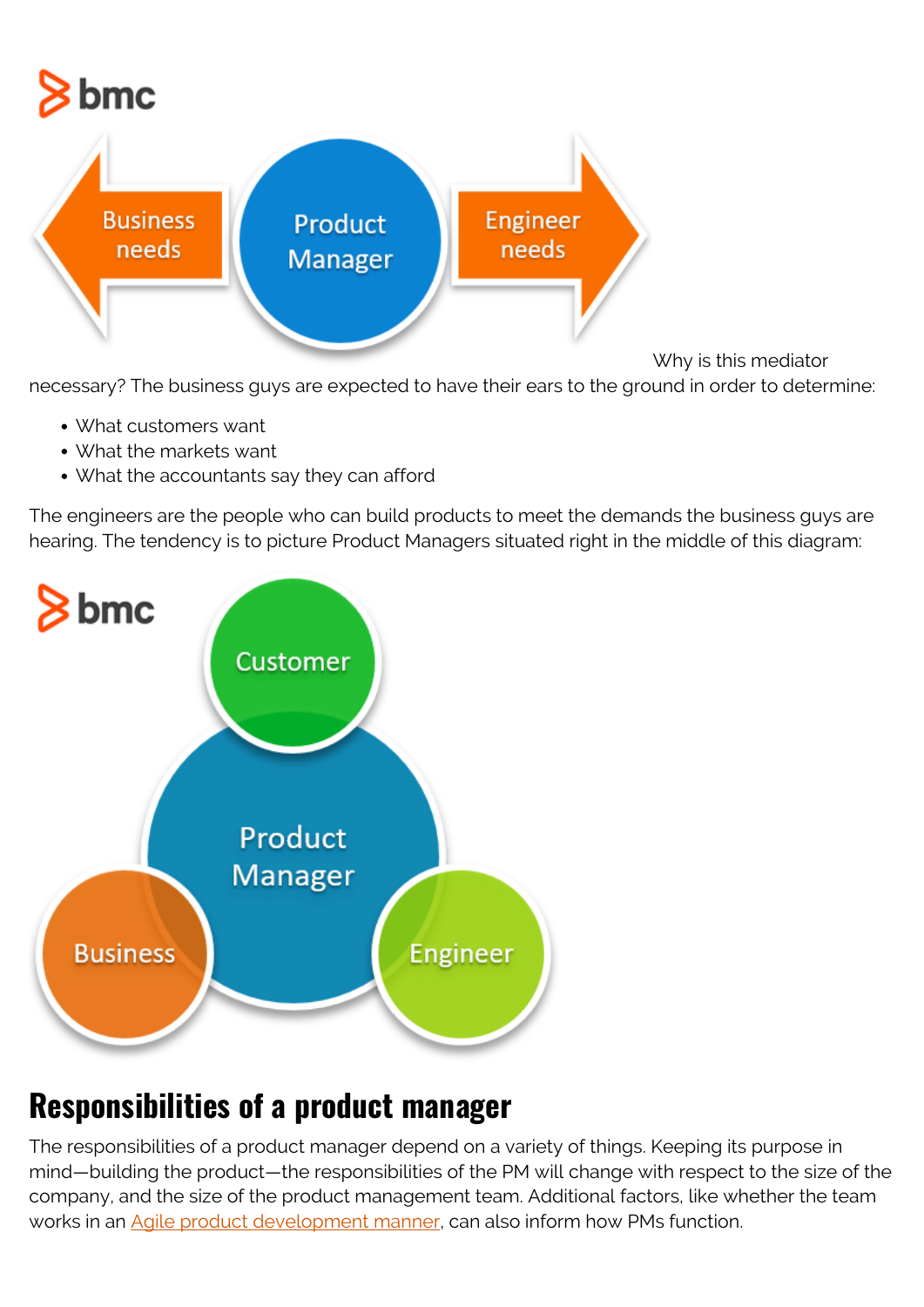Why is this mediator necessary? The business guys are expected to have their ears to the ground in order to determine:

- What customers want
- What the markets want
- What the accountants say they can afford

The engineers are the people who can build products to meet the demands the business guys are hearing. The tendency is to picture Product Managers situated right in the middle of this diagram:

## Responsibilities of a product manager

The responsibilities of a product manager depend on a variety of things. Keeping its purpose in mind—building the product—the responsibilities of the PM will change with respect to the size of the company, and the size of the product management team. Additional factors, like whether the team works in an Agile product development manner, can also inform how PMs function.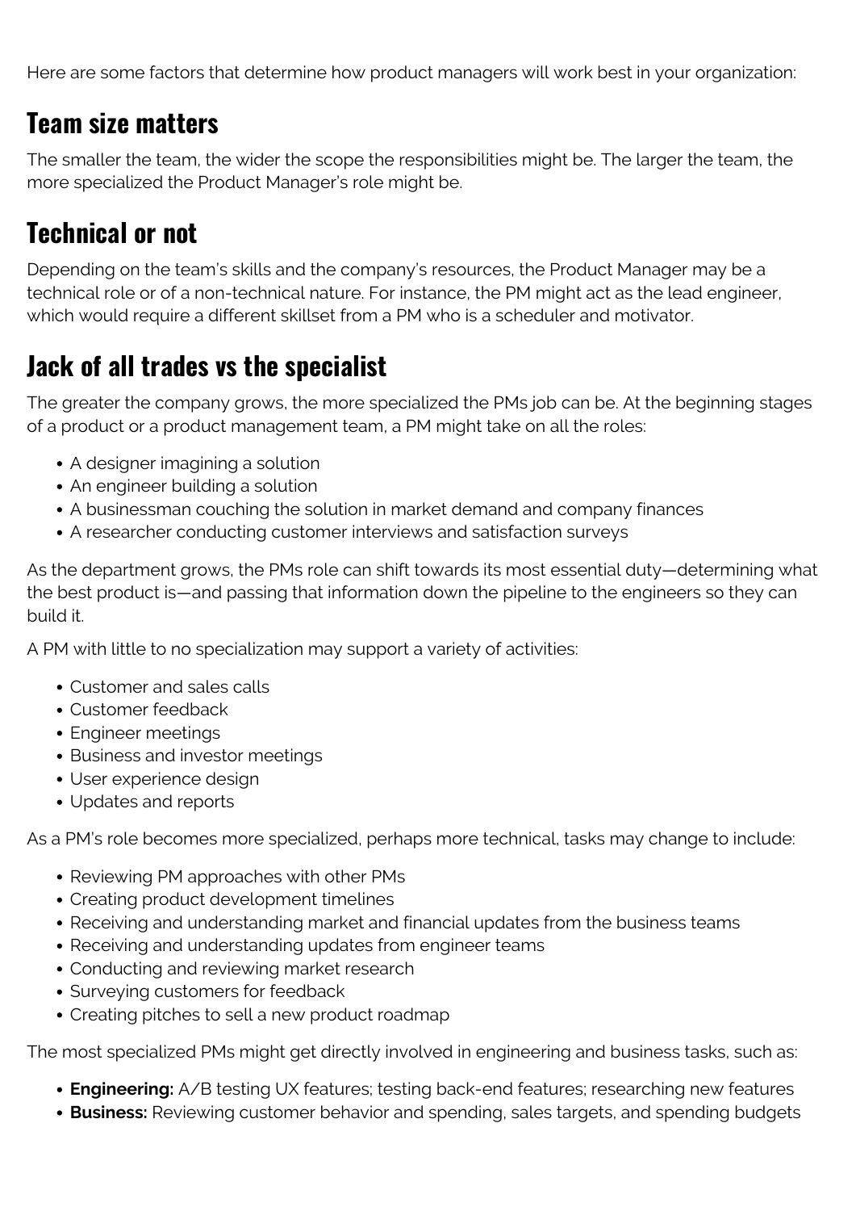Here are some factors that determine how product managers will work best in your organization:

## Team size matters

The smaller the team, the wider the scope the responsibilities might be. The larger the team, the more specialized the Product Manager's role might be.

## Technical or not

Depending on the team's skills and the company's resources, the Product Manager may be a technical role or of a non-technical nature. For instance, the PM might act as the lead engineer, which would require a different skillset from a PM who is a scheduler and motivator.

## Jack of all trades vs the specialist

The greater the company grows, the more specialized the PMs job can be. At the beginning stages of a product or a product management team, a PM might take on all the roles:

- A designer imagining a solution
- An engineer building a solution
- A businessman couching the solution in market demand and company finances
- A researcher conducting customer interviews and satisfaction surveys

As the department grows, the PMs role can shift towards its most essential duty—determining what the best product is—and passing that information down the pipeline to the engineers so they can build it.

A PM with little to no specialization may support a variety of activities:

- Customer and sales calls
- Customer feedback
- Engineer meetings
- Business and investor meetings
- User experience design
- Updates and reports

As a PM's role becomes more specialized, perhaps more technical, tasks may change to include:

- Reviewing PM approaches with other PMs
- Creating product development timelines
- Receiving and understanding market and financial updates from the business teams
- Receiving and understanding updates from engineer teams
- Conducting and reviewing market research
- Surveying customers for feedback
- Creating pitches to sell a new product roadmap

The most specialized PMs might get directly involved in engineering and business tasks, such as:

- **Engineering:** A/B testing UX features; testing back-end features; researching new features
- **Business:** Reviewing customer behavior and spending, sales targets, and spending budgets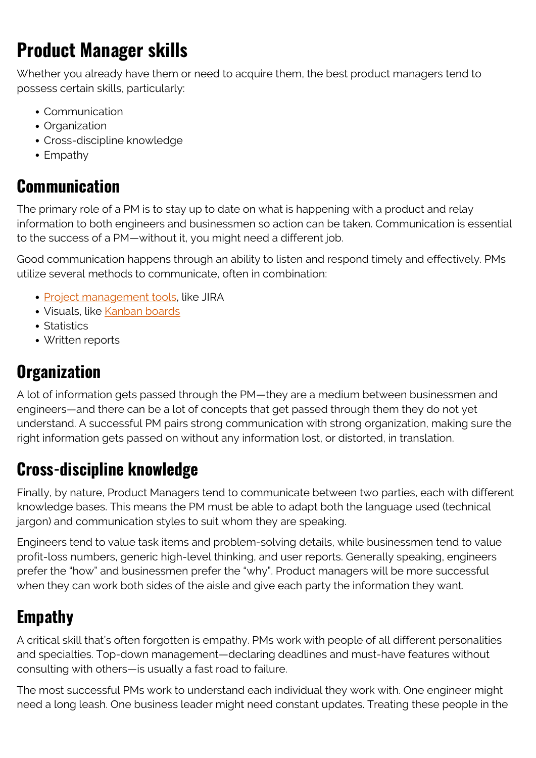# Product Manager skills

Whether you already have them or need to acquire them, the best product managers tend to possess certain skills, particularly:

- Communication
- Organization
- Cross-discipline knowledge
- Empathy

## Communication

The primary role of a PM is to stay up to date on what is happening with a product and relay information to both engineers and businessmen so action can be taken. Communication is essential to the success of a PM—without it, you might need a different job.

Good communication happens through an ability to listen and respond timely and effectively. PMs utilize several methods to communicate, often in combination:

- Project management tools, like JIRA
- Visuals, like Kanban boards
- Statistics
- Written reports

## Organization

A lot of information gets passed through the PM—they are a medium between businessmen and engineers—and there can be a lot of concepts that get passed through them they do not yet understand. A successful PM pairs strong communication with strong organization, making sure the right information gets passed on without any information lost, or distorted, in translation.

## Cross-discipline knowledge

Finally, by nature, Product Managers tend to communicate between two parties, each with different knowledge bases. This means the PM must be able to adapt both the language used (technical jargon) and communication styles to suit whom they are speaking.

Engineers tend to value task items and problem-solving details, while businessmen tend to value profit-loss numbers, generic high-level thinking, and user reports. Generally speaking, engineers prefer the "how" and businessmen prefer the "why". Product managers will be more successful when they can work both sides of the aisle and give each party the information they want.

## Empathy

A critical skill that's often forgotten is empathy. PMs work with people of all different personalities and specialties. Top-down management—declaring deadlines and must-have features without consulting with others—is usually a fast road to failure.

The most successful PMs work to understand each individual they work with. One engineer might need a long leash. One business leader might need constant updates. Treating these people in the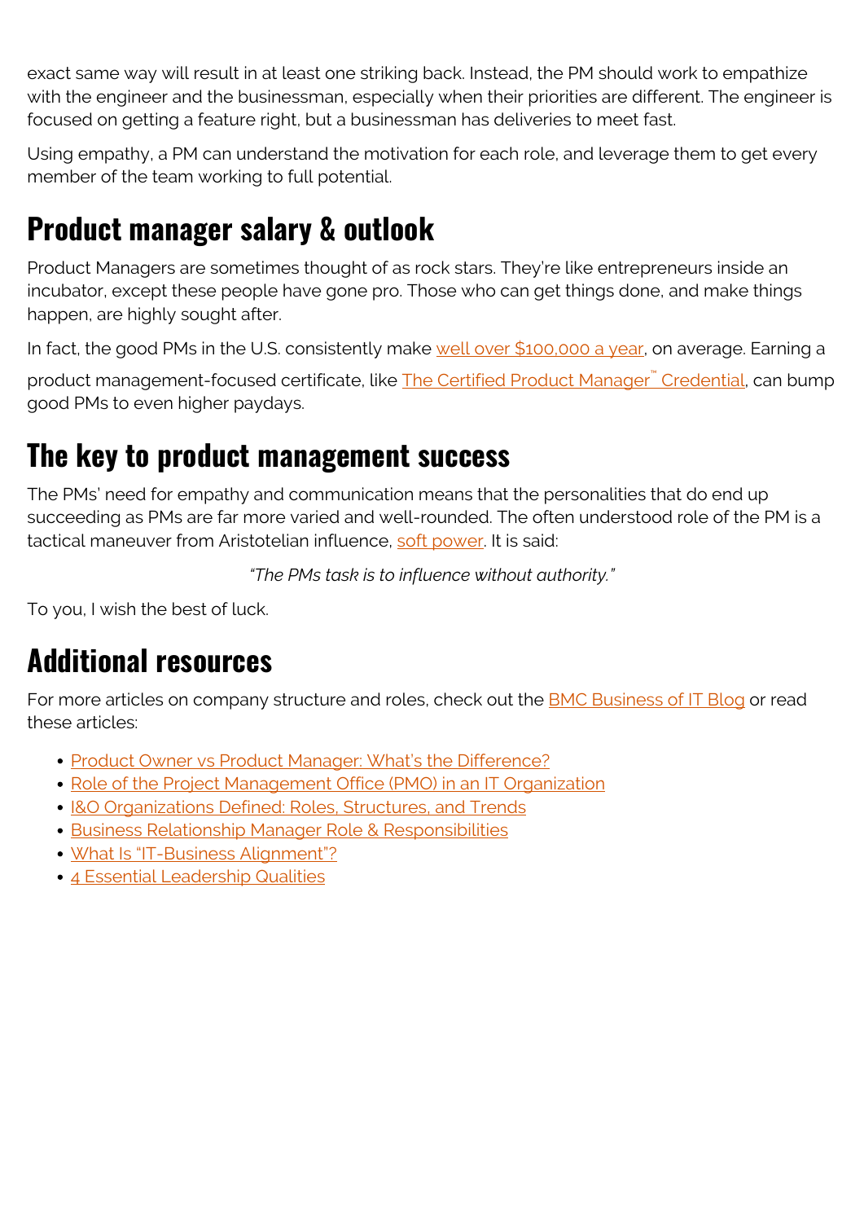exact same way will result in at least one striking back. Instead, the PM should work to empathize with the engineer and the businessman, especially when their priorities are different. The engineer is focused on getting a feature right, but a businessman has deliveries to meet fast.

Using empathy, a PM can understand the motivation for each role, and leverage them to get every member of the team working to full potential.

## Product manager salary & outlook

Product Managers are sometimes thought of as rock stars. They're like entrepreneurs inside an incubator, except these people have gone pro. Those who can get things done, and make things happen, are highly sought after.

In fact, the good PMs in the U.S. consistently make [well over $100,000 a year](), on average. Earning a product management-focused certificate, like [The Certified Product Manager™ Credential](), can bump good PMs to even higher paydays.

## The key to product management success

The PMs' need for empathy and communication means that the personalities that do end up succeeding as PMs are far more varied and well-rounded. The often understood role of the PM is a tactical maneuver from Aristotelian influence, [soft power](). It is said:

*"The PMs task is to influence without authority."*

To you, I wish the best of luck.

## Additional resources

For more articles on company structure and roles, check out the [BMC Business of IT Blog]() or read these articles:

- [Product Owner vs Product Manager: What's the Difference?]()
- [Role of the Project Management Office (PMO) in an IT Organization]()
- [I&O Organizations Defined: Roles, Structures, and Trends]()
- [Business Relationship Manager Role & Responsibilities]()
- [What Is "IT-Business Alignment"?]()
- [4 Essential Leadership Qualities]()